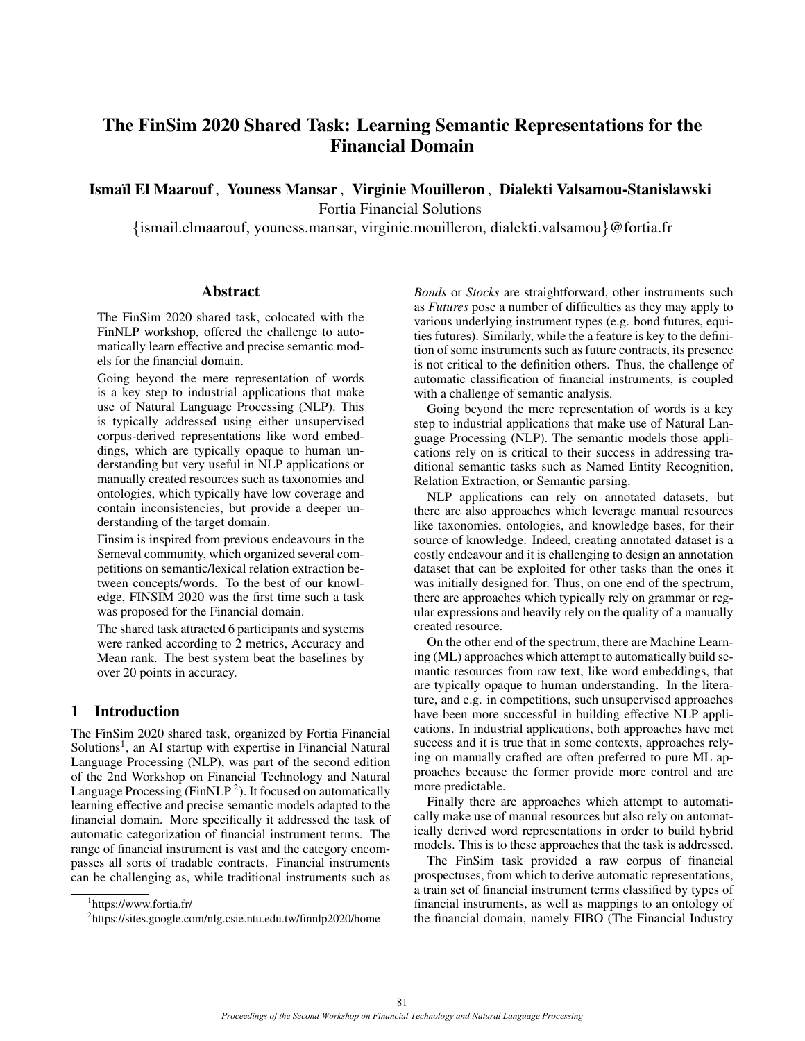# The FinSim 2020 Shared Task: Learning Semantic Representations for the Financial Domain

**Ismaïl El Maarouf**, **Youness Mansar**, **Virginie Mouilleron**, **Dialekti Valsamou-Stanislawski**

Fortia Financial Solutions

{ismail.elmaarouf, youness.mansar, virginie.mouilleron, dialekti.valsamou}@fortia.fr

## Abstract

The FinSim 2020 shared task, colocated with the FinNLP workshop, offered the challenge to automatically learn effective and precise semantic models for the financial domain.

Going beyond the mere representation of words is a key step to industrial applications that make use of Natural Language Processing (NLP). This is typically addressed using either unsupervised corpus-derived representations like word embeddings, which are typically opaque to human understanding but very useful in NLP applications or manually created resources such as taxonomies and ontologies, which typically have low coverage and contain inconsistencies, but provide a deeper understanding of the target domain.

Finsim is inspired from previous endeavours in the Semeval community, which organized several competitions on semantic/lexical relation extraction between concepts/words. To the best of our knowledge, FINSIM 2020 was the first time such a task was proposed for the Financial domain.

The shared task attracted 6 participants and systems were ranked according to 2 metrics, Accuracy and Mean rank. The best system beat the baselines by over 20 points in accuracy.

## 1 Introduction

The FinSim 2020 shared task, organized by Fortia Financial Solutions[1], an AI startup with expertise in Financial Natural Language Processing (NLP), was part of the second edition of the 2nd Workshop on Financial Technology and Natural Language Processing (FinNLP [2]). It focused on automatically learning effective and precise semantic models adapted to the financial domain. More specifically it addressed the task of automatic categorization of financial instrument terms. The range of financial instrument is vast and the category encompasses all sorts of tradable contracts. Financial instruments can be challenging as, while traditional instruments such as *Bonds* or *Stocks* are straightforward, other instruments such as *Futures* pose a number of difficulties as they may apply to various underlying instrument types (e.g. bond futures, equities futures). Similarly, while the a feature is key to the definition of some instruments such as future contracts, its presence is not critical to the definition others. Thus, the challenge of automatic classification of financial instruments, is coupled with a challenge of semantic analysis.

Going beyond the mere representation of words is a key step to industrial applications that make use of Natural Language Processing (NLP). The semantic models those applications rely on is critical to their success in addressing traditional semantic tasks such as Named Entity Recognition, Relation Extraction, or Semantic parsing.

NLP applications can rely on annotated datasets, but there are also approaches which leverage manual resources like taxonomies, ontologies, and knowledge bases, for their source of knowledge. Indeed, creating annotated dataset is a costly endeavour and it is challenging to design an annotation dataset that can be exploited for other tasks than the ones it was initially designed for. Thus, on one end of the spectrum, there are approaches which typically rely on grammar or regular expressions and heavily rely on the quality of a manually created resource.

On the other end of the spectrum, there are Machine Learning (ML) approaches which attempt to automatically build semantic resources from raw text, like word embeddings, that are typically opaque to human understanding. In the literature, and e.g. in competitions, such unsupervised approaches have been more successful in building effective NLP applications. In industrial applications, both approaches have met success and it is true that in some contexts, approaches relying on manually crafted are often preferred to pure ML approaches because the former provide more control and are more predictable.

Finally there are approaches which attempt to automatically make use of manual resources but also rely on automatically derived word representations in order to build hybrid models. This is to these approaches that the task is addressed.

The FinSim task provided a raw corpus of financial prospectuses, from which to derive automatic representations, a train set of financial instrument terms classified by types of financial instruments, as well as mappings to an ontology of the financial domain, namely FIBO (The Financial Industry

[1] https://www.fortia.fr/

[2] https://sites.google.com/nlg.csie.ntu.edu.tw/finnlp2020/home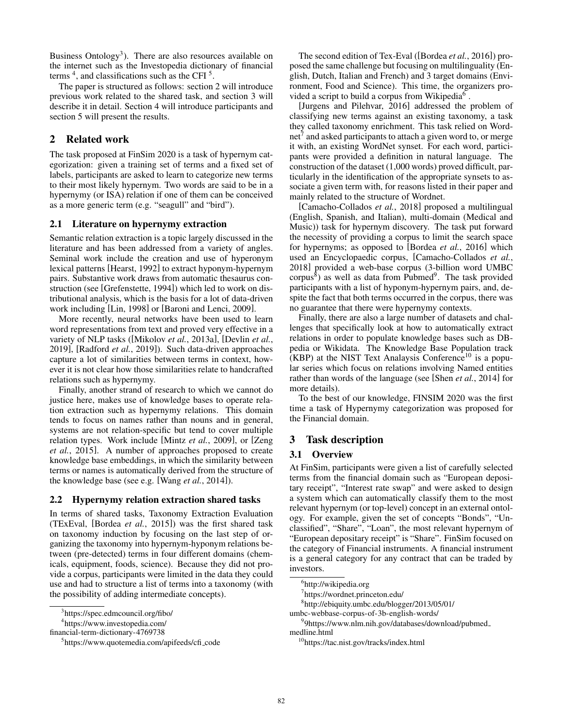Business Ontology[3]). There are also resources available on the internet such as the Investopedia dictionary of financial terms [4], and classifications such as the CFI [5].

The paper is structured as follows: section 2 will introduce previous work related to the shared task, and section 3 will describe it in detail. Section 4 will introduce participants and section 5 will present the results.

## 2 Related work

The task proposed at FinSim 2020 is a task of hypernym categorization: given a training set of terms and a fixed set of labels, participants are asked to learn to categorize new terms to their most likely hypernym. Two words are said to be in a hypernymy (or ISA) relation if one of them can be conceived as a more generic term (e.g. "seagull" and "bird").

### 2.1 Literature on hypernymy extraction

Semantic relation extraction is a topic largely discussed in the literature and has been addressed from a variety of angles. Seminal work include the creation and use of hyperonym lexical patterns [Hearst, 1992] to extract hyponym-hypernym pairs. Substantive work draws from automatic thesaurus construction (see [Grefenstette, 1994]) which led to work on distributional analysis, which is the basis for a lot of data-driven work including [Lin, 1998] or [Baroni and Lenci, 2009].

More recently, neural networks have been used to learn word representations from text and proved very effective in a variety of NLP tasks ([Mikolov *et al.*, 2013a], [Devlin *et al.*, 2019], [Radford *et al.*, 2019]). Such data-driven approaches capture a lot of similarities between terms in context, however it is not clear how those similarities relate to handcrafted relations such as hypernymy.

Finally, another strand of research to which we cannot do justice here, makes use of knowledge bases to operate relation extraction such as hypernymy relations. This domain tends to focus on names rather than nouns and in general, systems are not relation-specific but tend to cover multiple relation types. Work include [Mintz *et al.*, 2009], or [Zeng *et al.*, 2015]. A number of approaches proposed to create knowledge base embeddings, in which the similarity between terms or names is automatically derived from the structure of the knowledge base (see e.g. [Wang *et al.*, 2014]).

### 2.2 Hypernymy relation extraction shared tasks

In terms of shared tasks, Taxonomy Extraction Evaluation (TExEval, [Bordea *et al.*, 2015]) was the first shared task on taxonomy induction by focusing on the last step of organizing the taxonomy into hypernym-hyponym relations between (pre-detected) terms in four different domains (chemicals, equipment, foods, science). Because they did not provide a corpus, participants were limited in the data they could use and had to structure a list of terms into a taxonomy (with the possibility of adding intermediate concepts).

The second edition of Tex-Eval ([Bordea *et al.*, 2016]) proposed the same challenge but focusing on multilinguality (English, Dutch, Italian and French) and 3 target domains (Environment, Food and Science). This time, the organizers provided a script to build a corpus from Wikipedia[6].

[Jurgens and Pilehvar, 2016] addressed the problem of classifying new terms against an existing taxonomy, a task they called taxonomy enrichment. This task relied on Wordnet[7] and asked participants to attach a given word to, or merge it with, an existing WordNet synset. For each word, participants were provided a definition in natural language. The construction of the dataset (1,000 words) proved difficult, particularly in the identification of the appropriate synsets to associate a given term with, for reasons listed in their paper and mainly related to the structure of Wordnet.

[Camacho-Collados *et al.*, 2018] proposed a multilingual (English, Spanish, and Italian), multi-domain (Medical and Music)) task for hypernym discovery. The task put forward the necessity of providing a corpus to limit the search space for hypernyms; as opposed to [Bordea *et al.*, 2016] which used an Encyclopaedic corpus, [Camacho-Collados *et al.*, 2018] provided a web-base corpus (3-billion word UMBC corpus[8]) as well as data from Pubmed[9]. The task provided participants with a list of hyponym-hypernym pairs, and, despite the fact that both terms occurred in the corpus, there was no guarantee that there were hypernymy contexts.

Finally, there are also a large number of datasets and challenges that specifically look at how to automatically extract relations in order to populate knowledge bases such as DBpedia or Wikidata. The Knowledge Base Population track (KBP) at the NIST Text Analaysis Conference[10] is a popular series which focus on relations involving Named entities rather than words of the language (see [Shen *et al.*, 2014] for more details).

To the best of our knowledge, FINSIM 2020 was the first time a task of Hypernymy categorization was proposed for the Financial domain.

## 3 Task description

### 3.1 Overview

At FinSim, participants were given a list of carefully selected terms from the financial domain such as "European depositary receipt", "Interest rate swap" and were asked to design a system which can automatically classify them to the most relevant hypernym (or top-level) concept in an external ontology. For example, given the set of concepts "Bonds", "Unclassified", "Share", "Loan", the most relevant hypernym of "European depositary receipt" is "Share". FinSim focused on the category of Financial instruments. A financial instrument is a general category for any contract that can be traded by investors.

[3] https://spec.edmcouncil.org/fibo/

[4] https://www.investopedia.com/financial-term-dictionary-4769738

[5] https://www.quotemedia.com/apifeeds/cfi_code

[6] http://wikipedia.org

[7] https://wordnet.princeton.edu/

[8] http://ebiquity.umbc.edu/blogger/2013/05/01/umbc-webbase-corpus-of-3b-english-words/

[9] 9https://www.nlm.nih.gov/databases/download/pubmed_medline.html

[10] https://tac.nist.gov/tracks/index.html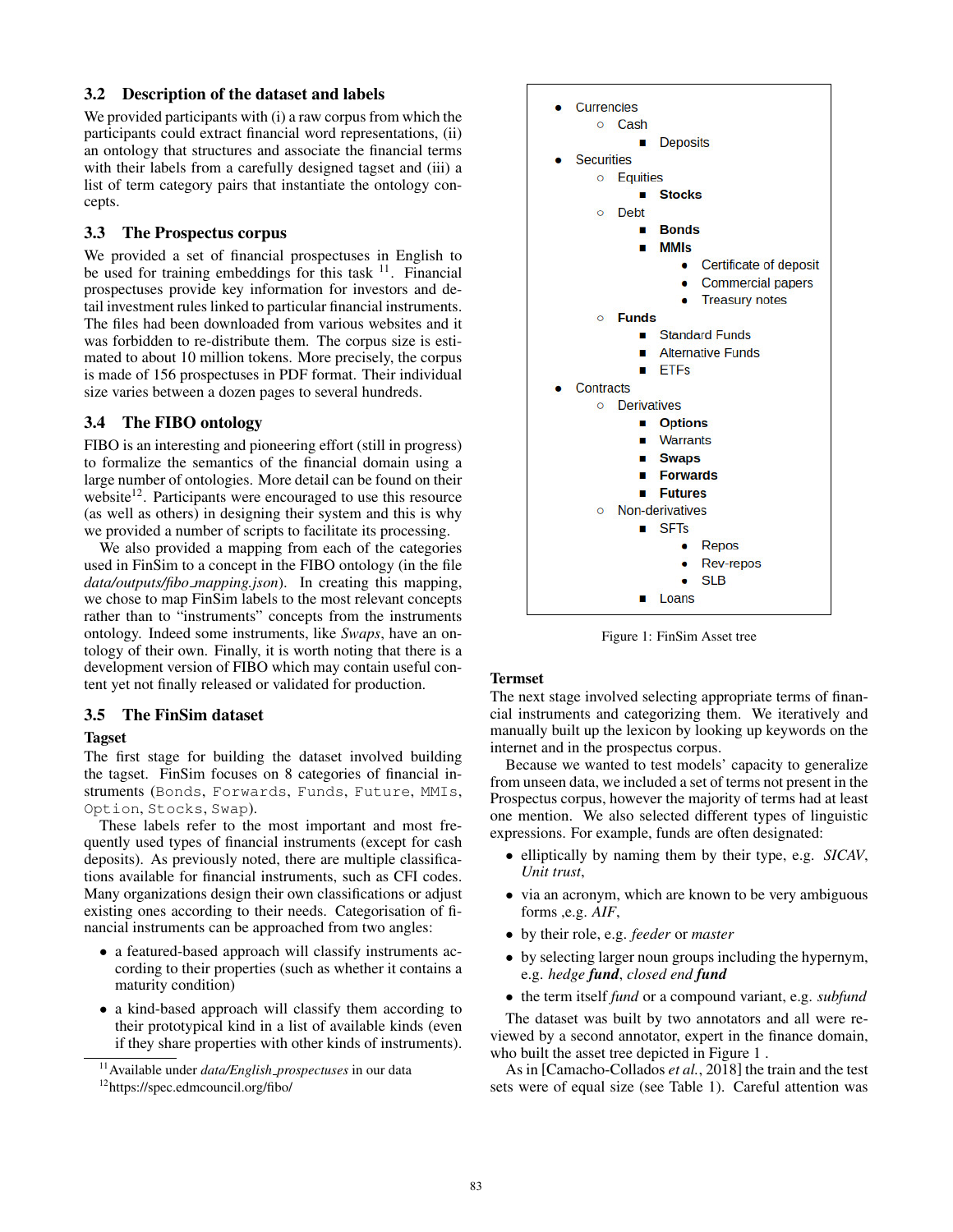### 3.2 Description of the dataset and labels

We provided participants with (i) a raw corpus from which the participants could extract financial word representations, (ii) an ontology that structures and associate the financial terms with their labels from a carefully designed tagset and (iii) a list of term category pairs that instantiate the ontology concepts.

### 3.3 The Prospectus corpus

We provided a set of financial prospectuses in English to be used for training embeddings for this task [11]. Financial prospectuses provide key information for investors and detail investment rules linked to particular financial instruments. The files had been downloaded from various websites and it was forbidden to re-distribute them. The corpus size is estimated to about 10 million tokens. More precisely, the corpus is made of 156 prospectuses in PDF format. Their individual size varies between a dozen pages to several hundreds.

### 3.4 The FIBO ontology

FIBO is an interesting and pioneering effort (still in progress) to formalize the semantics of the financial domain using a large number of ontologies. More detail can be found on their website[12]. Participants were encouraged to use this resource (as well as others) in designing their system and this is why we provided a number of scripts to facilitate its processing.

We also provided a mapping from each of the categories used in FinSim to a concept in the FIBO ontology (in the file *data/outputs/fibo_mapping.json*). In creating this mapping, we chose to map FinSim labels to the most relevant concepts rather than to "instruments" concepts from the instruments ontology. Indeed some instruments, like *Swaps*, have an ontology of their own. Finally, it is worth noting that there is a development version of FIBO which may contain useful content yet not finally released or validated for production.

### 3.5 The FinSim dataset

**Tagset**

The first stage for building the dataset involved building the tagset. FinSim focuses on 8 categories of financial instruments (`Bonds`, `Forwards`, `Funds`, `Future`, `MMIs`, `Option`, `Stocks`, `Swap`).

These labels refer to the most important and most frequently used types of financial instruments (except for cash deposits). As previously noted, there are multiple classifications available for financial instruments, such as CFI codes. Many organizations design their own classifications or adjust existing ones according to their needs. Categorisation of financial instruments can be approached from two angles:

- a featured-based approach will classify instruments according to their properties (such as whether it contains a maturity condition)
- a kind-based approach will classify them according to their prototypical kind in a list of available kinds (even if they share properties with other kinds of instruments).

[11] Available under *data/English_prospectuses* in our data

[12] https://spec.edmcouncil.org/fibo/

- Currencies
  - Cash
    - Deposits
- Securities
  - Equities
    - **Stocks**
  - Debt
    - **Bonds**
    - **MMIs**
      - Certificate of deposit
      - Commercial papers
      - Treasury notes
  - **Funds**
    - Standard Funds
    - Alternative Funds
    - ETFs
- Contracts
  - Derivatives
    - **Options**
    - Warrants
    - **Swaps**
    - **Forwards**
    - **Futures**
  - Non-derivatives
    - SFTs
      - Repos
      - Rev-repos
      - SLB
    - Loans

Figure 1: FinSim Asset tree

**Termset**

The next stage involved selecting appropriate terms of financial instruments and categorizing them. We iteratively and manually built up the lexicon by looking up keywords on the internet and in the prospectus corpus.

Because we wanted to test models' capacity to generalize from unseen data, we included a set of terms not present in the Prospectus corpus, however the majority of terms had at least one mention. We also selected different types of linguistic expressions. For example, funds are often designated:

- elliptically by naming them by their type, e.g. *SICAV*, *Unit trust*,
- via an acronym, which are known to be very ambiguous forms ,e.g. *AIF*,
- by their role, e.g. *feeder* or *master*
- by selecting larger noun groups including the hypernym, e.g. *hedge **fund***, *closed end **fund***
- the term itself *fund* or a compound variant, e.g. *subfund*

The dataset was built by two annotators and all were reviewed by a second annotator, expert in the finance domain, who built the asset tree depicted in Figure 1 .

As in [Camacho-Collados *et al.*, 2018] the train and the test sets were of equal size (see Table 1). Careful attention was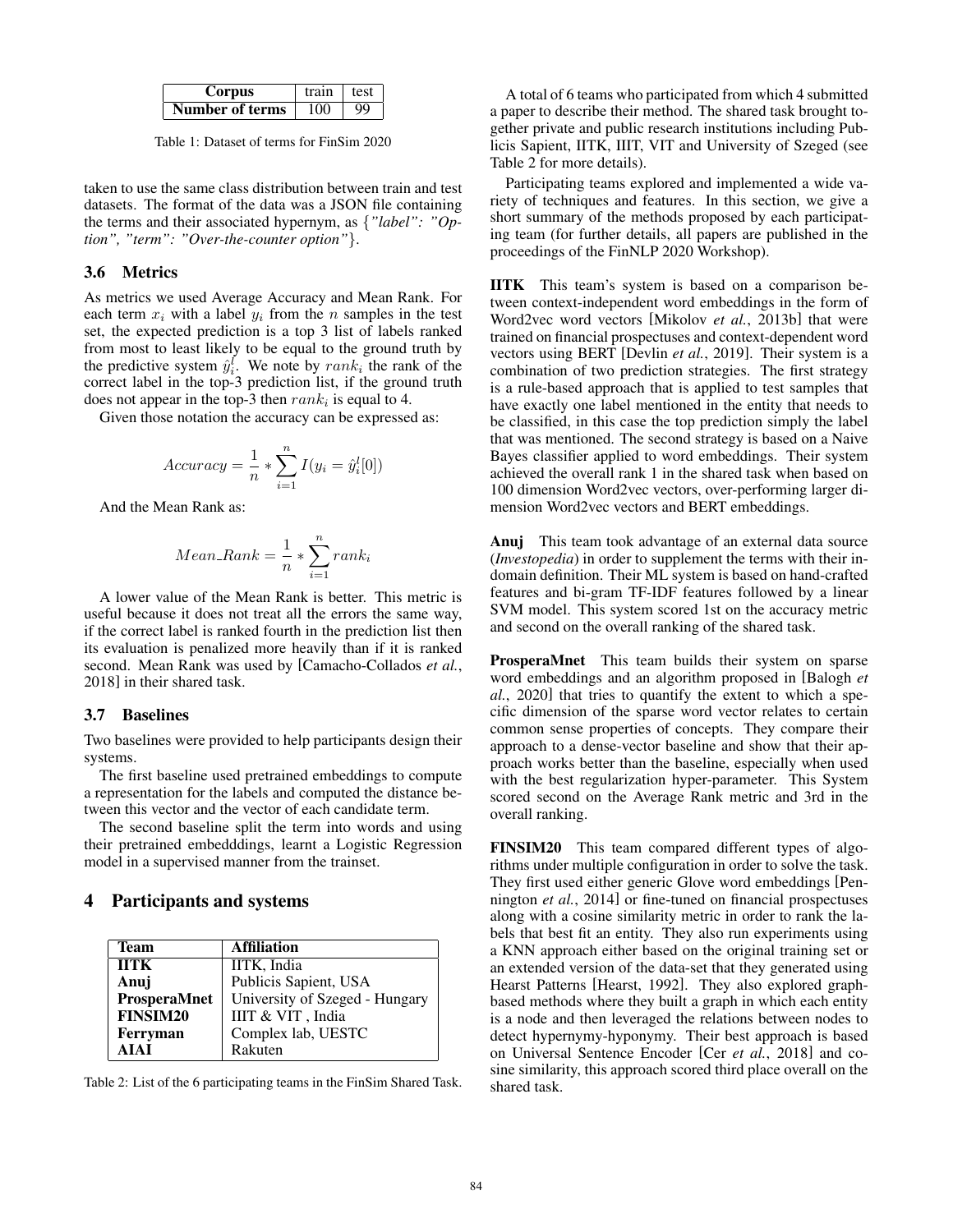| Corpus | train | test |
|---|---|---|
| Number of terms | 100 | 99 |

Table 1: Dataset of terms for FinSim 2020

taken to use the same class distribution between train and test datasets. The format of the data was a JSON file containing the terms and their associated hypernym, as {*"label": "Option", "term": "Over-the-counter option"*}.

### 3.6 Metrics

As metrics we used Average Accuracy and Mean Rank. For each term $x_i$ with a label $y_i$ from the $n$ samples in the test set, the expected prediction is a top 3 list of labels ranked from most to least likely to be equal to the ground truth by the predictive system $\hat{y}_i^l$. We note by $rank_i$ the rank of the correct label in the top-3 prediction list, if the ground truth does not appear in the top-3 then $rank_i$ is equal to 4.

Given those notation the accuracy can be expressed as:

$$Accuracy = \frac{1}{n} * \sum_{i=1}^{n} I(y_i = \hat{y}_i^l[0])$$

And the Mean Rank as:

$$Mean\_Rank = \frac{1}{n} * \sum_{i=1}^{n} rank_i$$

A lower value of the Mean Rank is better. This metric is useful because it does not treat all the errors the same way, if the correct label is ranked fourth in the prediction list then its evaluation is penalized more heavily than if it is ranked second. Mean Rank was used by [Camacho-Collados *et al.*, 2018] in their shared task.

### 3.7 Baselines

Two baselines were provided to help participants design their systems.

The first baseline used pretrained embeddings to compute a representation for the labels and computed the distance between this vector and the vector of each candidate term.

The second baseline split the term into words and using their pretrained embedddings, learnt a Logistic Regression model in a supervised manner from the trainset.

## 4 Participants and systems

| Team | Affiliation |
|---|---|
| **IITK** | IITK, India |
| **Anuj** | Publicis Sapient, USA |
| **ProsperaMnet** | University of Szeged - Hungary |
| **FINSIM20** | IIIT & VIT , India |
| **Ferryman** | Complex lab, UESTC |
| **AIAI** | Rakuten |

Table 2: List of the 6 participating teams in the FinSim Shared Task.

A total of 6 teams who participated from which 4 submitted a paper to describe their method. The shared task brought together private and public research institutions including Publicis Sapient, IITK, IIIT, VIT and University of Szeged (see Table 2 for more details).

Participating teams explored and implemented a wide variety of techniques and features. In this section, we give a short summary of the methods proposed by each participating team (for further details, all papers are published in the proceedings of the FinNLP 2020 Workshop).

**IITK** This team's system is based on a comparison between context-independent word embeddings in the form of Word2vec word vectors [Mikolov *et al.*, 2013b] that were trained on financial prospectuses and context-dependent word vectors using BERT [Devlin *et al.*, 2019]. Their system is a combination of two prediction strategies. The first strategy is a rule-based approach that is applied to test samples that have exactly one label mentioned in the entity that needs to be classified, in this case the top prediction simply the label that was mentioned. The second strategy is based on a Naive Bayes classifier applied to word embeddings. Their system achieved the overall rank 1 in the shared task when based on 100 dimension Word2vec vectors, over-performing larger dimension Word2vec vectors and BERT embeddings.

**Anuj** This team took advantage of an external data source (*Investopedia*) in order to supplement the terms with their in-domain definition. Their ML system is based on hand-crafted features and bi-gram TF-IDF features followed by a linear SVM model. This system scored 1st on the accuracy metric and second on the overall ranking of the shared task.

**ProsperaMnet** This team builds their system on sparse word embeddings and an algorithm proposed in [Balogh *et al.*, 2020] that tries to quantify the extent to which a specific dimension of the sparse word vector relates to certain common sense properties of concepts. They compare their approach to a dense-vector baseline and show that their approach works better than the baseline, especially when used with the best regularization hyper-parameter. This System scored second on the Average Rank metric and 3rd in the overall ranking.

**FINSIM20** This team compared different types of algorithms under multiple configuration in order to solve the task. They first used either generic Glove word embeddings [Pennington *et al.*, 2014] or fine-tuned on financial prospectuses along with a cosine similarity metric in order to rank the labels that best fit an entity. They also run experiments using a KNN approach either based on the original training set or an extended version of the data-set that they generated using Hearst Patterns [Hearst, 1992]. They also explored graph-based methods where they built a graph in which each entity is a node and then leveraged the relations between nodes to detect hypernymy-hyponymy. Their best approach is based on Universal Sentence Encoder [Cer *et al.*, 2018] and cosine similarity, this approach scored third place overall on the shared task.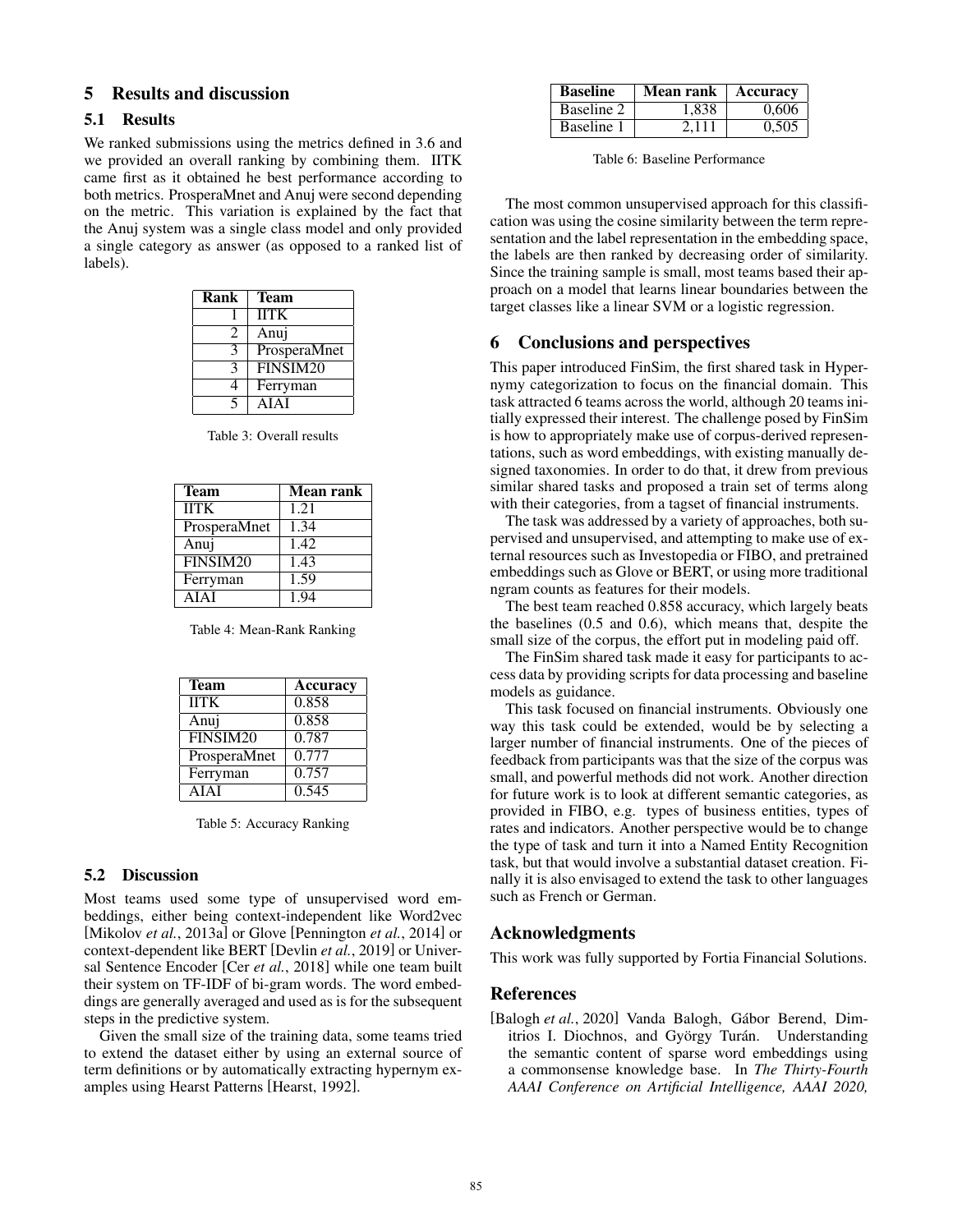## 5 Results and discussion

### 5.1 Results

We ranked submissions using the metrics defined in 3.6 and we provided an overall ranking by combining them. IITK came first as it obtained he best performance according to both metrics. ProsperaMnet and Anuj were second depending on the metric. This variation is explained by the fact that the Anuj system was a single class model and only provided a single category as answer (as opposed to a ranked list of labels).

| Rank | Team |
|---|---|
| 1 | IITK |
| 2 | Anuj |
| 3 | ProsperaMnet |
| 3 | FINSIM20 |
| 4 | Ferryman |
| 5 | AIAI |

Table 3: Overall results

| Team | Mean rank |
|---|---|
| IITK | 1.21 |
| ProsperaMnet | 1.34 |
| Anuj | 1.42 |
| FINSIM20 | 1.43 |
| Ferryman | 1.59 |
| AIAI | 1.94 |

Table 4: Mean-Rank Ranking

| Team | Accuracy |
|---|---|
| IITK | 0.858 |
| Anuj | 0.858 |
| FINSIM20 | 0.787 |
| ProsperaMnet | 0.777 |
| Ferryman | 0.757 |
| AIAI | 0.545 |

Table 5: Accuracy Ranking

### 5.2 Discussion

Most teams used some type of unsupervised word embeddings, either being context-independent like Word2vec [Mikolov *et al.*, 2013a] or Glove [Pennington *et al.*, 2014] or context-dependent like BERT [Devlin *et al.*, 2019] or Universal Sentence Encoder [Cer *et al.*, 2018] while one team built their system on TF-IDF of bi-gram words. The word embeddings are generally averaged and used as is for the subsequent steps in the predictive system.

Given the small size of the training data, some teams tried to extend the dataset either by using an external source of term definitions or by automatically extracting hypernym examples using Hearst Patterns [Hearst, 1992].

| Baseline | Mean rank | Accuracy |
|---|---|---|
| Baseline 2 | 1,838 | 0,606 |
| Baseline 1 | 2,111 | 0,505 |

Table 6: Baseline Performance

The most common unsupervised approach for this classification was using the cosine similarity between the term representation and the label representation in the embedding space, the labels are then ranked by decreasing order of similarity. Since the training sample is small, most teams based their approach on a model that learns linear boundaries between the target classes like a linear SVM or a logistic regression.

## 6 Conclusions and perspectives

This paper introduced FinSim, the first shared task in Hypernymy categorization to focus on the financial domain. This task attracted 6 teams across the world, although 20 teams initially expressed their interest. The challenge posed by FinSim is how to appropriately make use of corpus-derived representations, such as word embeddings, with existing manually designed taxonomies. In order to do that, it drew from previous similar shared tasks and proposed a train set of terms along with their categories, from a tagset of financial instruments.

The task was addressed by a variety of approaches, both supervised and unsupervised, and attempting to make use of external resources such as Investopedia or FIBO, and pretrained embeddings such as Glove or BERT, or using more traditional ngram counts as features for their models.

The best team reached 0.858 accuracy, which largely beats the baselines (0.5 and 0.6), which means that, despite the small size of the corpus, the effort put in modeling paid off.

The FinSim shared task made it easy for participants to access data by providing scripts for data processing and baseline models as guidance.

This task focused on financial instruments. Obviously one way this task could be extended, would be by selecting a larger number of financial instruments. One of the pieces of feedback from participants was that the size of the corpus was small, and powerful methods did not work. Another direction for future work is to look at different semantic categories, as provided in FIBO, e.g. types of business entities, types of rates and indicators. Another perspective would be to change the type of task and turn it into a Named Entity Recognition task, but that would involve a substantial dataset creation. Finally it is also envisaged to extend the task to other languages such as French or German.

## Acknowledgments

This work was fully supported by Fortia Financial Solutions.

## References

[Balogh *et al.*, 2020] Vanda Balogh, Gábor Berend, Dimitrios I. Diochnos, and György Turán. Understanding the semantic content of sparse word embeddings using a commonsense knowledge base. In *The Thirty-Fourth AAAI Conference on Artificial Intelligence, AAAI 2020,*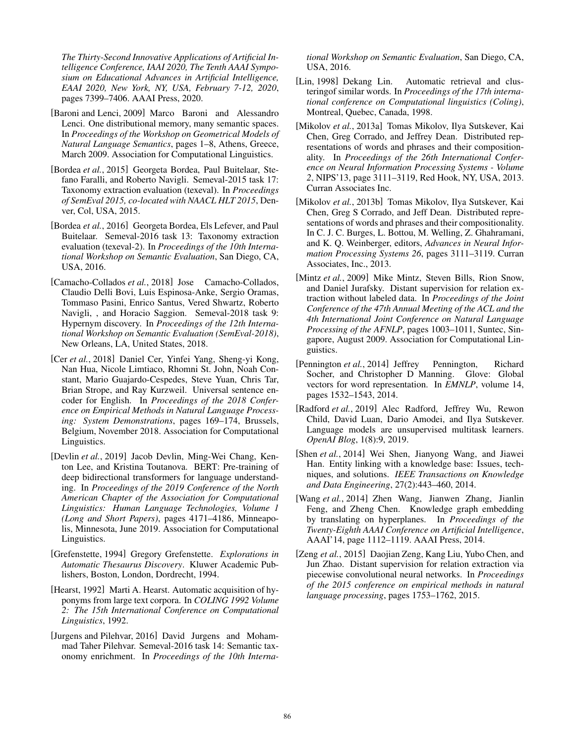*The Thirty-Second Innovative Applications of Artificial Intelligence Conference, IAAI 2020, The Tenth AAAI Symposium on Educational Advances in Artificial Intelligence, EAAI 2020, New York, NY, USA, February 7-12, 2020*, pages 7399–7406. AAAI Press, 2020.

[Baroni and Lenci, 2009] Marco Baroni and Alessandro Lenci. One distributional memory, many semantic spaces. In *Proceedings of the Workshop on Geometrical Models of Natural Language Semantics*, pages 1–8, Athens, Greece, March 2009. Association for Computational Linguistics.

[Bordea *et al.*, 2015] Georgeta Bordea, Paul Buitelaar, Stefano Faralli, and Roberto Navigli. Semeval-2015 task 17: Taxonomy extraction evaluation (texeval). In *Proceedings of SemEval 2015, co-located with NAACL HLT 2015*, Denver, Col, USA, 2015.

[Bordea *et al.*, 2016] Georgeta Bordea, Els Lefever, and Paul Buitelaar. Semeval-2016 task 13: Taxonomy extraction evaluation (texeval-2). In *Proceedings of the 10th International Workshop on Semantic Evaluation*, San Diego, CA, USA, 2016.

[Camacho-Collados *et al.*, 2018] Jose Camacho-Collados, Claudio Delli Bovi, Luis Espinosa-Anke, Sergio Oramas, Tommaso Pasini, Enrico Santus, Vered Shwartz, Roberto Navigli, , and Horacio Saggion. Semeval-2018 task 9: Hypernym discovery. In *Proceedings of the 12th International Workshop on Semantic Evaluation (SemEval-2018)*, New Orleans, LA, United States, 2018.

[Cer *et al.*, 2018] Daniel Cer, Yinfei Yang, Sheng-yi Kong, Nan Hua, Nicole Limtiaco, Rhomni St. John, Noah Constant, Mario Guajardo-Cespedes, Steve Yuan, Chris Tar, Brian Strope, and Ray Kurzweil. Universal sentence encoder for English. In *Proceedings of the 2018 Conference on Empirical Methods in Natural Language Processing: System Demonstrations*, pages 169–174, Brussels, Belgium, November 2018. Association for Computational Linguistics.

[Devlin *et al.*, 2019] Jacob Devlin, Ming-Wei Chang, Kenton Lee, and Kristina Toutanova. BERT: Pre-training of deep bidirectional transformers for language understanding. In *Proceedings of the 2019 Conference of the North American Chapter of the Association for Computational Linguistics: Human Language Technologies, Volume 1 (Long and Short Papers)*, pages 4171–4186, Minneapolis, Minnesota, June 2019. Association for Computational Linguistics.

[Grefenstette, 1994] Gregory Grefenstette. *Explorations in Automatic Thesaurus Discovery*. Kluwer Academic Publishers, Boston, London, Dordrecht, 1994.

[Hearst, 1992] Marti A. Hearst. Automatic acquisition of hyponyms from large text corpora. In *COLING 1992 Volume 2: The 15th International Conference on Computational Linguistics*, 1992.

[Jurgens and Pilehvar, 2016] David Jurgens and Mohammad Taher Pilehvar. Semeval-2016 task 14: Semantic taxonomy enrichment. In *Proceedings of the 10th International Workshop on Semantic Evaluation*, San Diego, CA, USA, 2016.

[Lin, 1998] Dekang Lin. Automatic retrieval and clusteringof similar words. In *Proceedings of the 17th international conference on Computational linguistics (Coling)*, Montreal, Quebec, Canada, 1998.

[Mikolov *et al.*, 2013a] Tomas Mikolov, Ilya Sutskever, Kai Chen, Greg Corrado, and Jeffrey Dean. Distributed representations of words and phrases and their compositionality. In *Proceedings of the 26th International Conference on Neural Information Processing Systems - Volume 2*, NIPS'13, page 3111–3119, Red Hook, NY, USA, 2013. Curran Associates Inc.

[Mikolov *et al.*, 2013b] Tomas Mikolov, Ilya Sutskever, Kai Chen, Greg S Corrado, and Jeff Dean. Distributed representations of words and phrases and their compositionality. In C. J. C. Burges, L. Bottou, M. Welling, Z. Ghahramani, and K. Q. Weinberger, editors, *Advances in Neural Information Processing Systems 26*, pages 3111–3119. Curran Associates, Inc., 2013.

[Mintz *et al.*, 2009] Mike Mintz, Steven Bills, Rion Snow, and Daniel Jurafsky. Distant supervision for relation extraction without labeled data. In *Proceedings of the Joint Conference of the 47th Annual Meeting of the ACL and the 4th International Joint Conference on Natural Language Processing of the AFNLP*, pages 1003–1011, Suntec, Singapore, August 2009. Association for Computational Linguistics.

[Pennington *et al.*, 2014] Jeffrey Pennington, Richard Socher, and Christopher D Manning. Glove: Global vectors for word representation. In *EMNLP*, volume 14, pages 1532–1543, 2014.

[Radford *et al.*, 2019] Alec Radford, Jeffrey Wu, Rewon Child, David Luan, Dario Amodei, and Ilya Sutskever. Language models are unsupervised multitask learners. *OpenAI Blog*, 1(8):9, 2019.

[Shen *et al.*, 2014] Wei Shen, Jianyong Wang, and Jiawei Han. Entity linking with a knowledge base: Issues, techniques, and solutions. *IEEE Transactions on Knowledge and Data Engineering*, 27(2):443–460, 2014.

[Wang *et al.*, 2014] Zhen Wang, Jianwen Zhang, Jianlin Feng, and Zheng Chen. Knowledge graph embedding by translating on hyperplanes. In *Proceedings of the Twenty-Eighth AAAI Conference on Artificial Intelligence*, AAAI'14, page 1112–1119. AAAI Press, 2014.

[Zeng *et al.*, 2015] Daojian Zeng, Kang Liu, Yubo Chen, and Jun Zhao. Distant supervision for relation extraction via piecewise convolutional neural networks. In *Proceedings of the 2015 conference on empirical methods in natural language processing*, pages 1753–1762, 2015.